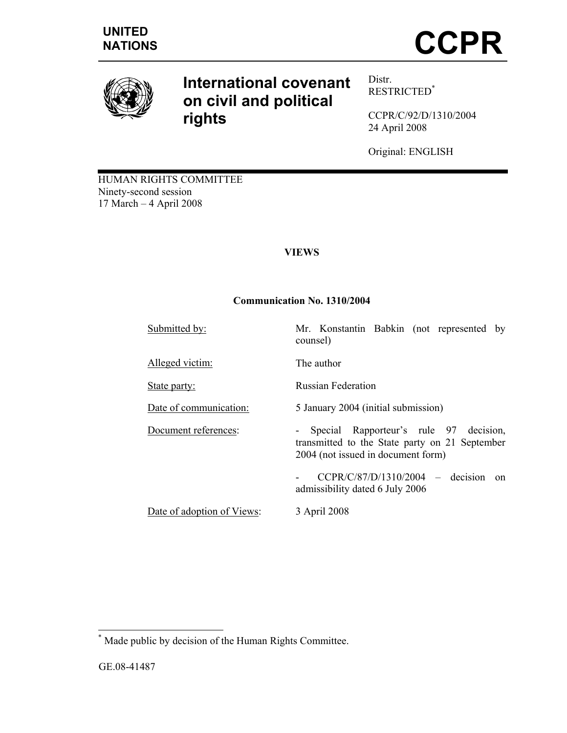UNITED NATIONS

# CCPR

## International covenant on civil and political rights

Distr.
RESTRICTED[*]

CCPR/C/92/D/1310/2004
24 April 2008

Original: ENGLISH

HUMAN RIGHTS COMMITTEE
Ninety-second session
17 March – 4 April 2008

**VIEWS**

**Communication No. 1310/2004**

| | |
|---|---|
| Submitted by: | Mr. Konstantin Babkin (not represented by counsel) |
| Alleged victim: | The author |
| State party: | Russian Federation |
| Date of communication: | 5 January 2004 (initial submission) |
| Document references: | - Special Rapporteur's rule 97 decision, transmitted to the State party on 21 September 2004 (not issued in document form)<br>- CCPR/C/87/D/1310/2004 – decision on admissibility dated 6 July 2006 |
| Date of adoption of Views: | 3 April 2008 |

[*] Made public by decision of the Human Rights Committee.

GE.08-41487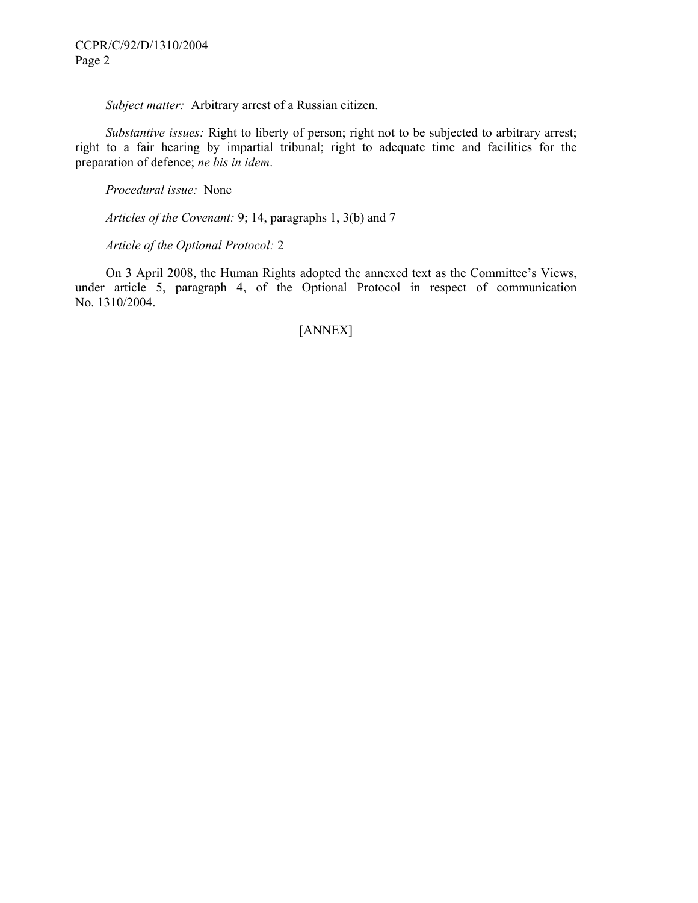*Subject matter:* Arbitrary arrest of a Russian citizen.

*Substantive issues:* Right to liberty of person; right not to be subjected to arbitrary arrest; right to a fair hearing by impartial tribunal; right to adequate time and facilities for the preparation of defence; *ne bis in idem*.

*Procedural issue:* None

*Articles of the Covenant:* 9; 14, paragraphs 1, 3(b) and 7

*Article of the Optional Protocol:* 2

On 3 April 2008, the Human Rights adopted the annexed text as the Committee's Views, under article 5, paragraph 4, of the Optional Protocol in respect of communication No. 1310/2004.

[ANNEX]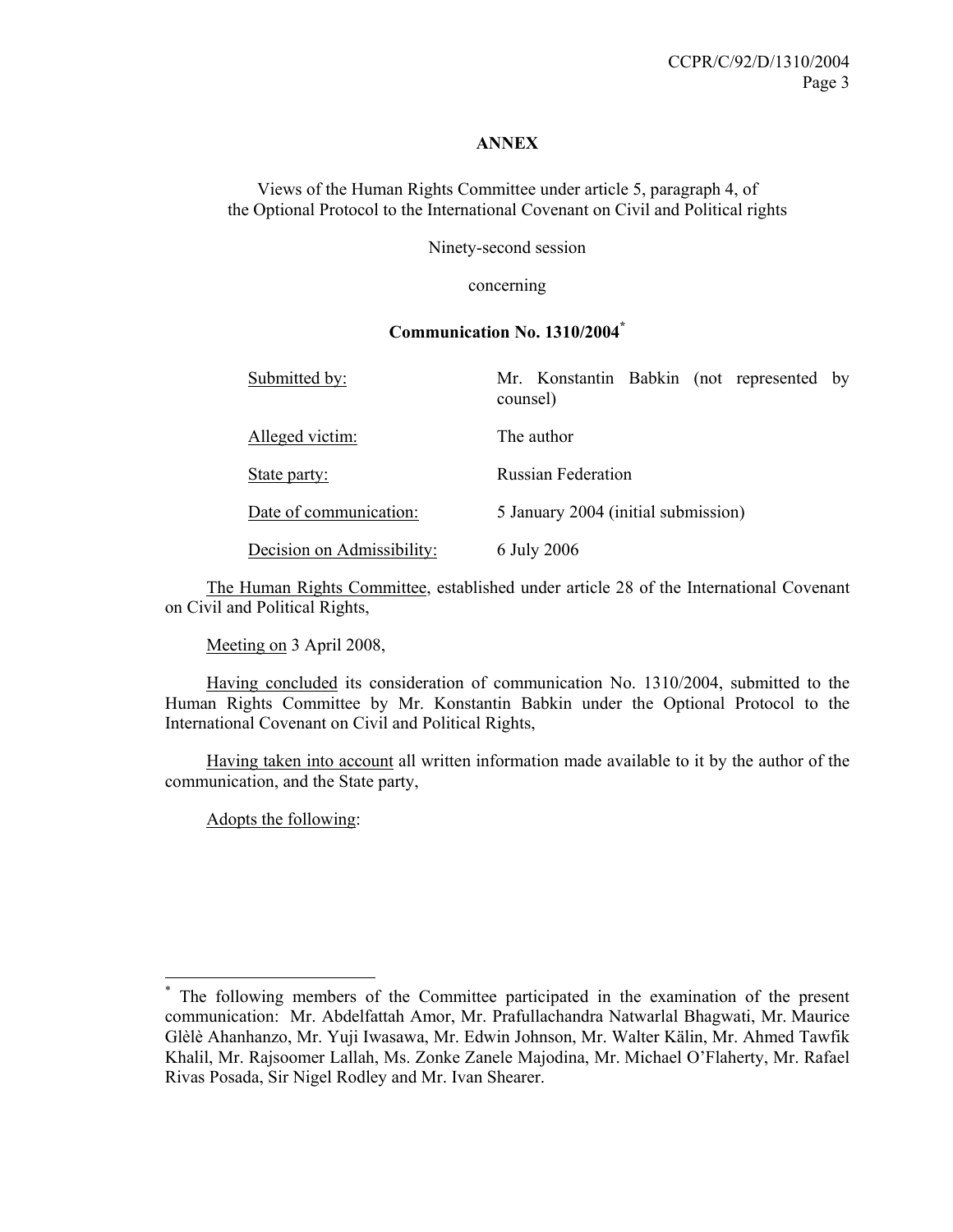**ANNEX**

Views of the Human Rights Committee under article 5, paragraph 4, of the Optional Protocol to the International Covenant on Civil and Political rights

Ninety-second session

concerning

**Communication No. 1310/2004***

| | |
|---|---|
| Submitted by: | Mr. Konstantin Babkin (not represented by counsel) |
| Alleged victim: | The author |
| State party: | Russian Federation |
| Date of communication: | 5 January 2004 (initial submission) |
| Decision on Admissibility: | 6 July 2006 |

The Human Rights Committee, established under article 28 of the International Covenant on Civil and Political Rights,

Meeting on 3 April 2008,

Having concluded its consideration of communication No. 1310/2004, submitted to the Human Rights Committee by Mr. Konstantin Babkin under the Optional Protocol to the International Covenant on Civil and Political Rights,

Having taken into account all written information made available to it by the author of the communication, and the State party,

Adopts the following:

---

* The following members of the Committee participated in the examination of the present communication: Mr. Abdelfattah Amor, Mr. Prafullachandra Natwarlal Bhagwati, Mr. Maurice Glèlè Ahanhanzo, Mr. Yuji Iwasawa, Mr. Edwin Johnson, Mr. Walter Kälin, Mr. Ahmed Tawfik Khalil, Mr. Rajsoomer Lallah, Ms. Zonke Zanele Majodina, Mr. Michael O'Flaherty, Mr. Rafael Rivas Posada, Sir Nigel Rodley and Mr. Ivan Shearer.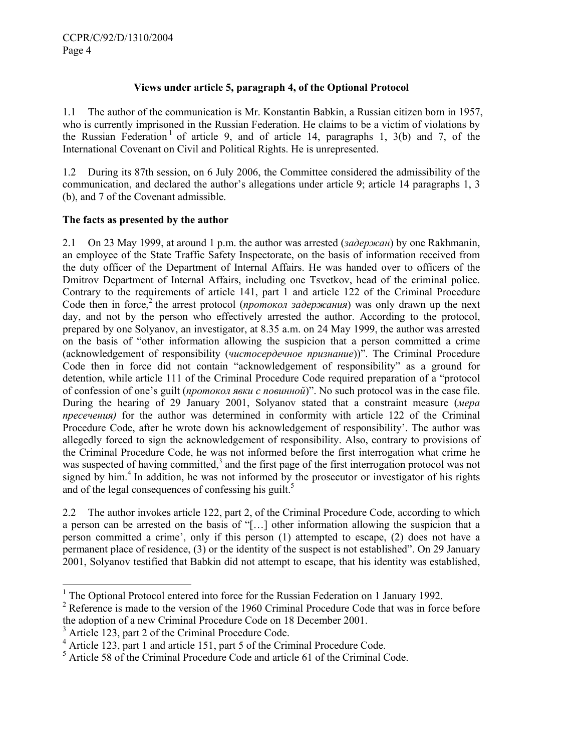### Views under article 5, paragraph 4, of the Optional Protocol

1.1 The author of the communication is Mr. Konstantin Babkin, a Russian citizen born in 1957, who is currently imprisoned in the Russian Federation. He claims to be a victim of violations by the Russian Federation[1] of article 9, and of article 14, paragraphs 1, 3(b) and 7, of the International Covenant on Civil and Political Rights. He is unrepresented.

1.2 During its 87th session, on 6 July 2006, the Committee considered the admissibility of the communication, and declared the author's allegations under article 9; article 14 paragraphs 1, 3 (b), and 7 of the Covenant admissible.

**The facts as presented by the author**

2.1 On 23 May 1999, at around 1 p.m. the author was arrested (*задержан*) by one Rakhmanin, an employee of the State Traffic Safety Inspectorate, on the basis of information received from the duty officer of the Department of Internal Affairs. He was handed over to officers of the Dmitrov Department of Internal Affairs, including one Tsvetkov, head of the criminal police. Contrary to the requirements of article 141, part 1 and article 122 of the Criminal Procedure Code then in force,[2] the arrest protocol (*протокол задержания*) was only drawn up the next day, and not by the person who effectively arrested the author. According to the protocol, prepared by one Solyanov, an investigator, at 8.35 a.m. on 24 May 1999, the author was arrested on the basis of "other information allowing the suspicion that a person committed a crime (acknowledgement of responsibility (*чистосердечное признание*))". The Criminal Procedure Code then in force did not contain "acknowledgement of responsibility" as a ground for detention, while article 111 of the Criminal Procedure Code required preparation of a "protocol of confession of one's guilt (*протокол явки с повинной*)". No such protocol was in the case file. During the hearing of 29 January 2001, Solyanov stated that a constraint measure (*мера пресечения)* for the author was determined in conformity with article 122 of the Criminal Procedure Code, after he wrote down his acknowledgement of responsibility'. The author was allegedly forced to sign the acknowledgement of responsibility. Also, contrary to provisions of the Criminal Procedure Code, he was not informed before the first interrogation what crime he was suspected of having committed,[3] and the first page of the first interrogation protocol was not signed by him.[4] In addition, he was not informed by the prosecutor or investigator of his rights and of the legal consequences of confessing his guilt.[5]

2.2 The author invokes article 122, part 2, of the Criminal Procedure Code, according to which a person can be arrested on the basis of "[…] other information allowing the suspicion that a person committed a crime', only if this person (1) attempted to escape, (2) does not have a permanent place of residence, (3) or the identity of the suspect is not established". On 29 January 2001, Solyanov testified that Babkin did not attempt to escape, that his identity was established,

---

[1] The Optional Protocol entered into force for the Russian Federation on 1 January 1992.

[2] Reference is made to the version of the 1960 Criminal Procedure Code that was in force before the adoption of a new Criminal Procedure Code on 18 December 2001.

[3] Article 123, part 2 of the Criminal Procedure Code.

[4] Article 123, part 1 and article 151, part 5 of the Criminal Procedure Code.

[5] Article 58 of the Criminal Procedure Code and article 61 of the Criminal Code.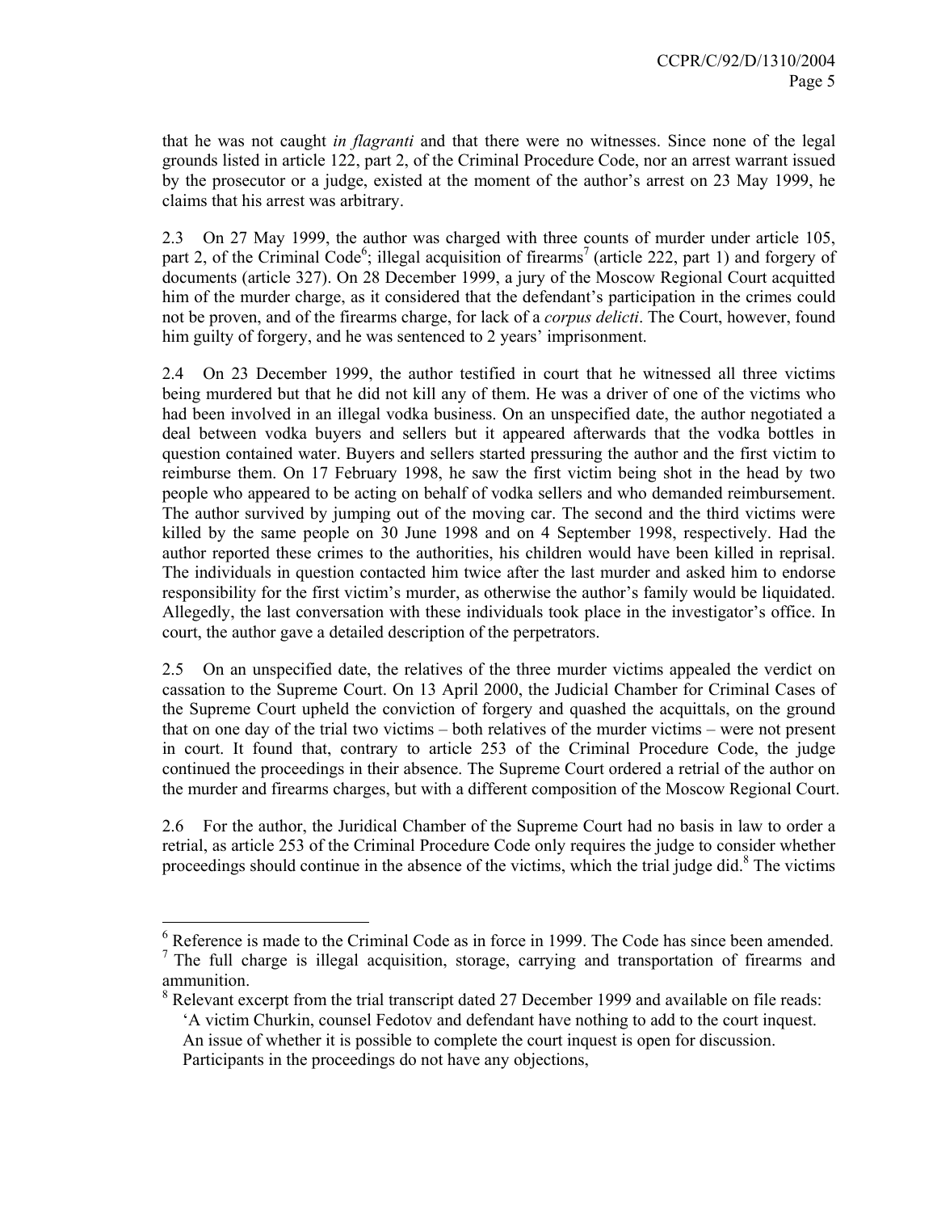that he was not caught *in flagranti* and that there were no witnesses. Since none of the legal grounds listed in article 122, part 2, of the Criminal Procedure Code, nor an arrest warrant issued by the prosecutor or a judge, existed at the moment of the author's arrest on 23 May 1999, he claims that his arrest was arbitrary.

2.3 On 27 May 1999, the author was charged with three counts of murder under article 105, part 2, of the Criminal Code[6]; illegal acquisition of firearms[7] (article 222, part 1) and forgery of documents (article 327). On 28 December 1999, a jury of the Moscow Regional Court acquitted him of the murder charge, as it considered that the defendant's participation in the crimes could not be proven, and of the firearms charge, for lack of a *corpus delicti*. The Court, however, found him guilty of forgery, and he was sentenced to 2 years' imprisonment.

2.4 On 23 December 1999, the author testified in court that he witnessed all three victims being murdered but that he did not kill any of them. He was a driver of one of the victims who had been involved in an illegal vodka business. On an unspecified date, the author negotiated a deal between vodka buyers and sellers but it appeared afterwards that the vodka bottles in question contained water. Buyers and sellers started pressuring the author and the first victim to reimburse them. On 17 February 1998, he saw the first victim being shot in the head by two people who appeared to be acting on behalf of vodka sellers and who demanded reimbursement. The author survived by jumping out of the moving car. The second and the third victims were killed by the same people on 30 June 1998 and on 4 September 1998, respectively. Had the author reported these crimes to the authorities, his children would have been killed in reprisal. The individuals in question contacted him twice after the last murder and asked him to endorse responsibility for the first victim's murder, as otherwise the author's family would be liquidated. Allegedly, the last conversation with these individuals took place in the investigator's office. In court, the author gave a detailed description of the perpetrators.

2.5 On an unspecified date, the relatives of the three murder victims appealed the verdict on cassation to the Supreme Court. On 13 April 2000, the Judicial Chamber for Criminal Cases of the Supreme Court upheld the conviction of forgery and quashed the acquittals, on the ground that on one day of the trial two victims – both relatives of the murder victims – were not present in court. It found that, contrary to article 253 of the Criminal Procedure Code, the judge continued the proceedings in their absence. The Supreme Court ordered a retrial of the author on the murder and firearms charges, but with a different composition of the Moscow Regional Court.

2.6 For the author, the Juridical Chamber of the Supreme Court had no basis in law to order a retrial, as article 253 of the Criminal Procedure Code only requires the judge to consider whether proceedings should continue in the absence of the victims, which the trial judge did.[8] The victims

---

[6] Reference is made to the Criminal Code as in force in 1999. The Code has since been amended.

[7] The full charge is illegal acquisition, storage, carrying and transportation of firearms and ammunition.

[8] Relevant excerpt from the trial transcript dated 27 December 1999 and available on file reads:
'A victim Churkin, counsel Fedotov and defendant have nothing to add to the court inquest.
An issue of whether it is possible to complete the court inquest is open for discussion.
Participants in the proceedings do not have any objections,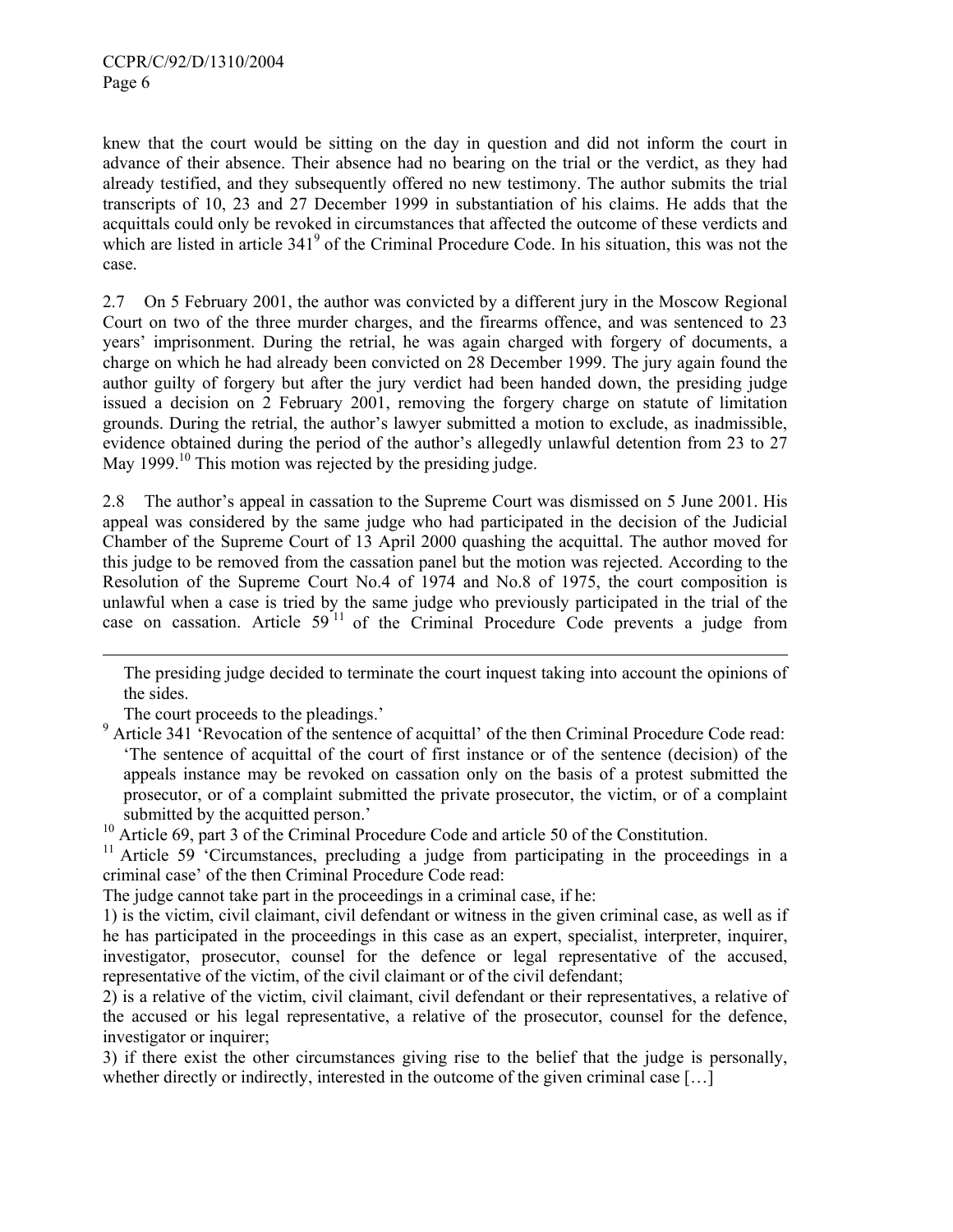knew that the court would be sitting on the day in question and did not inform the court in advance of their absence. Their absence had no bearing on the trial or the verdict, as they had already testified, and they subsequently offered no new testimony. The author submits the trial transcripts of 10, 23 and 27 December 1999 in substantiation of his claims. He adds that the acquittals could only be revoked in circumstances that affected the outcome of these verdicts and which are listed in article 341[9] of the Criminal Procedure Code. In his situation, this was not the case.

2.7 On 5 February 2001, the author was convicted by a different jury in the Moscow Regional Court on two of the three murder charges, and the firearms offence, and was sentenced to 23 years' imprisonment. During the retrial, he was again charged with forgery of documents, a charge on which he had already been convicted on 28 December 1999. The jury again found the author guilty of forgery but after the jury verdict had been handed down, the presiding judge issued a decision on 2 February 2001, removing the forgery charge on statute of limitation grounds. During the retrial, the author's lawyer submitted a motion to exclude, as inadmissible, evidence obtained during the period of the author's allegedly unlawful detention from 23 to 27 May 1999.[10] This motion was rejected by the presiding judge.

2.8 The author's appeal in cassation to the Supreme Court was dismissed on 5 June 2001. His appeal was considered by the same judge who had participated in the decision of the Judicial Chamber of the Supreme Court of 13 April 2000 quashing the acquittal. The author moved for this judge to be removed from the cassation panel but the motion was rejected. According to the Resolution of the Supreme Court No.4 of 1974 and No.8 of 1975, the court composition is unlawful when a case is tried by the same judge who previously participated in the trial of the case on cassation. Article 59[11] of the Criminal Procedure Code prevents a judge from

---

The presiding judge decided to terminate the court inquest taking into account the opinions of the sides.

The court proceeds to the pleadings.'

[9] Article 341 'Revocation of the sentence of acquittal' of the then Criminal Procedure Code read: 'The sentence of acquittal of the court of first instance or of the sentence (decision) of the appeals instance may be revoked on cassation only on the basis of a protest submitted the prosecutor, or of a complaint submitted the private prosecutor, the victim, or of a complaint submitted by the acquitted person.'

[10] Article 69, part 3 of the Criminal Procedure Code and article 50 of the Constitution.

[11] Article 59 'Circumstances, precluding a judge from participating in the proceedings in a criminal case' of the then Criminal Procedure Code read:

The judge cannot take part in the proceedings in a criminal case, if he:

1) is the victim, civil claimant, civil defendant or witness in the given criminal case, as well as if he has participated in the proceedings in this case as an expert, specialist, interpreter, inquirer, investigator, prosecutor, counsel for the defence or legal representative of the accused, representative of the victim, of the civil claimant or of the civil defendant;

2) is a relative of the victim, civil claimant, civil defendant or their representatives, a relative of the accused or his legal representative, a relative of the prosecutor, counsel for the defence, investigator or inquirer;

3) if there exist the other circumstances giving rise to the belief that the judge is personally, whether directly or indirectly, interested in the outcome of the given criminal case […]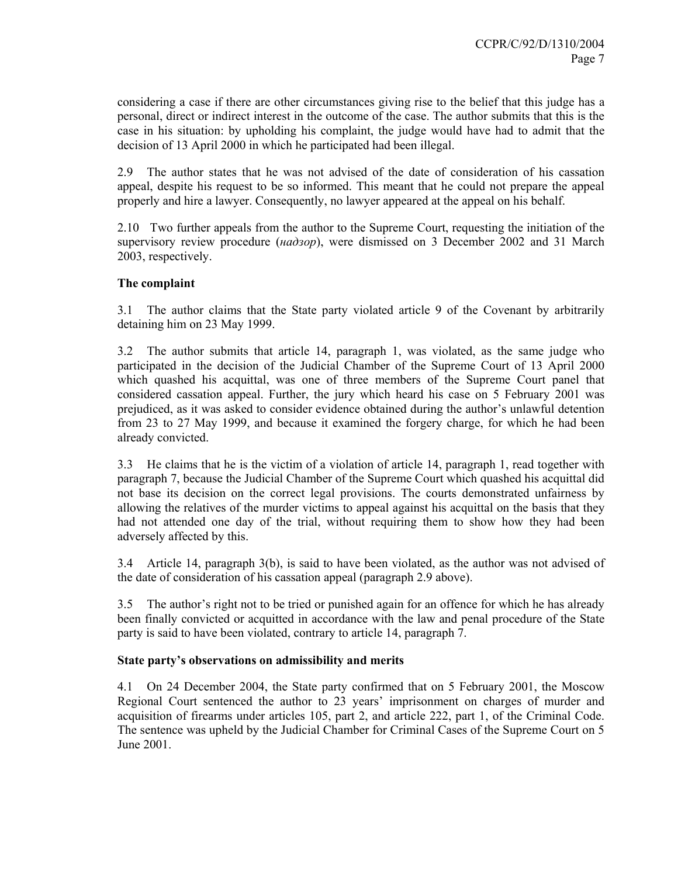considering a case if there are other circumstances giving rise to the belief that this judge has a personal, direct or indirect interest in the outcome of the case. The author submits that this is the case in his situation: by upholding his complaint, the judge would have had to admit that the decision of 13 April 2000 in which he participated had been illegal.

2.9 The author states that he was not advised of the date of consideration of his cassation appeal, despite his request to be so informed. This meant that he could not prepare the appeal properly and hire a lawyer. Consequently, no lawyer appeared at the appeal on his behalf.

2.10 Two further appeals from the author to the Supreme Court, requesting the initiation of the supervisory review procedure (*надзор*), were dismissed on 3 December 2002 and 31 March 2003, respectively.

**The complaint**

3.1 The author claims that the State party violated article 9 of the Covenant by arbitrarily detaining him on 23 May 1999.

3.2 The author submits that article 14, paragraph 1, was violated, as the same judge who participated in the decision of the Judicial Chamber of the Supreme Court of 13 April 2000 which quashed his acquittal, was one of three members of the Supreme Court panel that considered cassation appeal. Further, the jury which heard his case on 5 February 2001 was prejudiced, as it was asked to consider evidence obtained during the author's unlawful detention from 23 to 27 May 1999, and because it examined the forgery charge, for which he had been already convicted.

3.3 He claims that he is the victim of a violation of article 14, paragraph 1, read together with paragraph 7, because the Judicial Chamber of the Supreme Court which quashed his acquittal did not base its decision on the correct legal provisions. The courts demonstrated unfairness by allowing the relatives of the murder victims to appeal against his acquittal on the basis that they had not attended one day of the trial, without requiring them to show how they had been adversely affected by this.

3.4 Article 14, paragraph 3(b), is said to have been violated, as the author was not advised of the date of consideration of his cassation appeal (paragraph 2.9 above).

3.5 The author's right not to be tried or punished again for an offence for which he has already been finally convicted or acquitted in accordance with the law and penal procedure of the State party is said to have been violated, contrary to article 14, paragraph 7.

**State party's observations on admissibility and merits**

4.1 On 24 December 2004, the State party confirmed that on 5 February 2001, the Moscow Regional Court sentenced the author to 23 years' imprisonment on charges of murder and acquisition of firearms under articles 105, part 2, and article 222, part 1, of the Criminal Code. The sentence was upheld by the Judicial Chamber for Criminal Cases of the Supreme Court on 5 June 2001.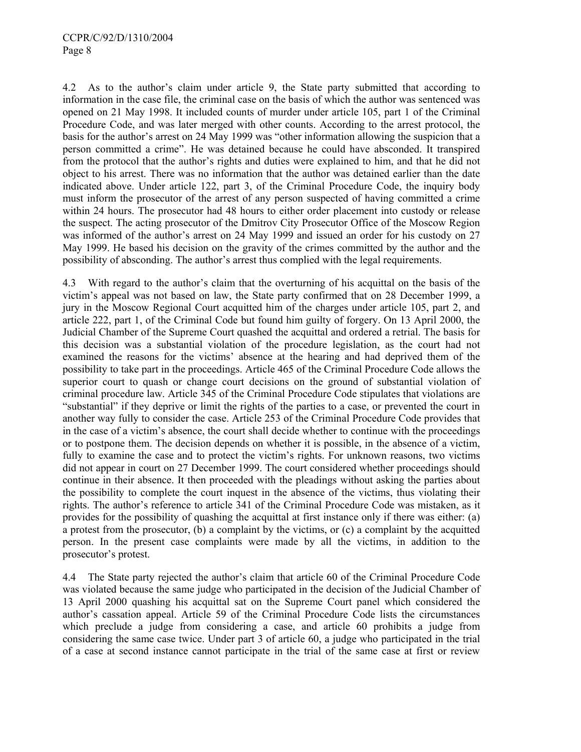4.2 As to the author's claim under article 9, the State party submitted that according to information in the case file, the criminal case on the basis of which the author was sentenced was opened on 21 May 1998. It included counts of murder under article 105, part 1 of the Criminal Procedure Code, and was later merged with other counts. According to the arrest protocol, the basis for the author's arrest on 24 May 1999 was "other information allowing the suspicion that a person committed a crime". He was detained because he could have absconded. It transpired from the protocol that the author's rights and duties were explained to him, and that he did not object to his arrest. There was no information that the author was detained earlier than the date indicated above. Under article 122, part 3, of the Criminal Procedure Code, the inquiry body must inform the prosecutor of the arrest of any person suspected of having committed a crime within 24 hours. The prosecutor had 48 hours to either order placement into custody or release the suspect. The acting prosecutor of the Dmitrov City Prosecutor Office of the Moscow Region was informed of the author's arrest on 24 May 1999 and issued an order for his custody on 27 May 1999. He based his decision on the gravity of the crimes committed by the author and the possibility of absconding. The author's arrest thus complied with the legal requirements.

4.3 With regard to the author's claim that the overturning of his acquittal on the basis of the victim's appeal was not based on law, the State party confirmed that on 28 December 1999, a jury in the Moscow Regional Court acquitted him of the charges under article 105, part 2, and article 222, part 1, of the Criminal Code but found him guilty of forgery. On 13 April 2000, the Judicial Chamber of the Supreme Court quashed the acquittal and ordered a retrial. The basis for this decision was a substantial violation of the procedure legislation, as the court had not examined the reasons for the victims' absence at the hearing and had deprived them of the possibility to take part in the proceedings. Article 465 of the Criminal Procedure Code allows the superior court to quash or change court decisions on the ground of substantial violation of criminal procedure law. Article 345 of the Criminal Procedure Code stipulates that violations are "substantial" if they deprive or limit the rights of the parties to a case, or prevented the court in another way fully to consider the case. Article 253 of the Criminal Procedure Code provides that in the case of a victim's absence, the court shall decide whether to continue with the proceedings or to postpone them. The decision depends on whether it is possible, in the absence of a victim, fully to examine the case and to protect the victim's rights. For unknown reasons, two victims did not appear in court on 27 December 1999. The court considered whether proceedings should continue in their absence. It then proceeded with the pleadings without asking the parties about the possibility to complete the court inquest in the absence of the victims, thus violating their rights. The author's reference to article 341 of the Criminal Procedure Code was mistaken, as it provides for the possibility of quashing the acquittal at first instance only if there was either: (a) a protest from the prosecutor, (b) a complaint by the victims, or (c) a complaint by the acquitted person. In the present case complaints were made by all the victims, in addition to the prosecutor's protest.

4.4 The State party rejected the author's claim that article 60 of the Criminal Procedure Code was violated because the same judge who participated in the decision of the Judicial Chamber of 13 April 2000 quashing his acquittal sat on the Supreme Court panel which considered the author's cassation appeal. Article 59 of the Criminal Procedure Code lists the circumstances which preclude a judge from considering a case, and article 60 prohibits a judge from considering the same case twice. Under part 3 of article 60, a judge who participated in the trial of a case at second instance cannot participate in the trial of the same case at first or review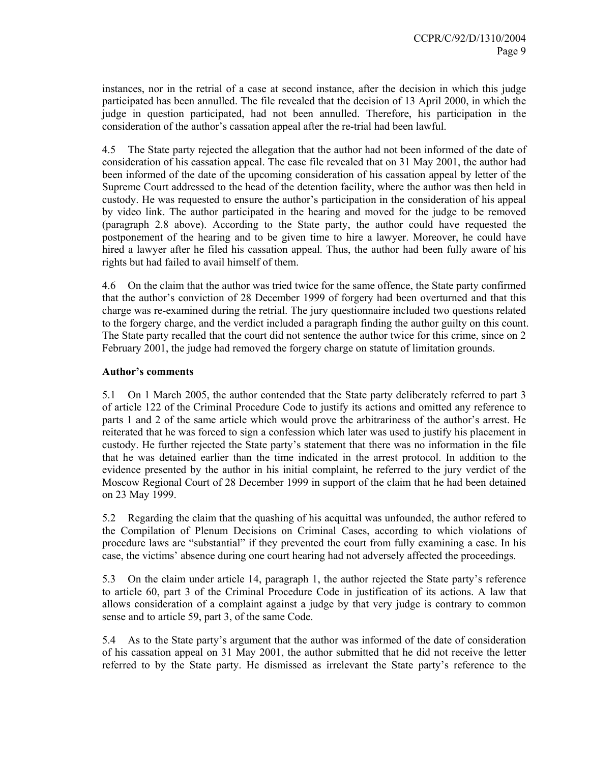instances, nor in the retrial of a case at second instance, after the decision in which this judge participated has been annulled. The file revealed that the decision of 13 April 2000, in which the judge in question participated, had not been annulled. Therefore, his participation in the consideration of the author's cassation appeal after the re-trial had been lawful.

4.5 The State party rejected the allegation that the author had not been informed of the date of consideration of his cassation appeal. The case file revealed that on 31 May 2001, the author had been informed of the date of the upcoming consideration of his cassation appeal by letter of the Supreme Court addressed to the head of the detention facility, where the author was then held in custody. He was requested to ensure the author's participation in the consideration of his appeal by video link. The author participated in the hearing and moved for the judge to be removed (paragraph 2.8 above). According to the State party, the author could have requested the postponement of the hearing and to be given time to hire a lawyer. Moreover, he could have hired a lawyer after he filed his cassation appeal. Thus, the author had been fully aware of his rights but had failed to avail himself of them.

4.6 On the claim that the author was tried twice for the same offence, the State party confirmed that the author's conviction of 28 December 1999 of forgery had been overturned and that this charge was re-examined during the retrial. The jury questionnaire included two questions related to the forgery charge, and the verdict included a paragraph finding the author guilty on this count. The State party recalled that the court did not sentence the author twice for this crime, since on 2 February 2001, the judge had removed the forgery charge on statute of limitation grounds.

**Author's comments**

5.1 On 1 March 2005, the author contended that the State party deliberately referred to part 3 of article 122 of the Criminal Procedure Code to justify its actions and omitted any reference to parts 1 and 2 of the same article which would prove the arbitrariness of the author's arrest. He reiterated that he was forced to sign a confession which later was used to justify his placement in custody. He further rejected the State party's statement that there was no information in the file that he was detained earlier than the time indicated in the arrest protocol. In addition to the evidence presented by the author in his initial complaint, he referred to the jury verdict of the Moscow Regional Court of 28 December 1999 in support of the claim that he had been detained on 23 May 1999.

5.2 Regarding the claim that the quashing of his acquittal was unfounded, the author refered to the Compilation of Plenum Decisions on Criminal Cases, according to which violations of procedure laws are "substantial" if they prevented the court from fully examining a case. In his case, the victims' absence during one court hearing had not adversely affected the proceedings.

5.3 On the claim under article 14, paragraph 1, the author rejected the State party's reference to article 60, part 3 of the Criminal Procedure Code in justification of its actions. A law that allows consideration of a complaint against a judge by that very judge is contrary to common sense and to article 59, part 3, of the same Code.

5.4 As to the State party's argument that the author was informed of the date of consideration of his cassation appeal on 31 May 2001, the author submitted that he did not receive the letter referred to by the State party. He dismissed as irrelevant the State party's reference to the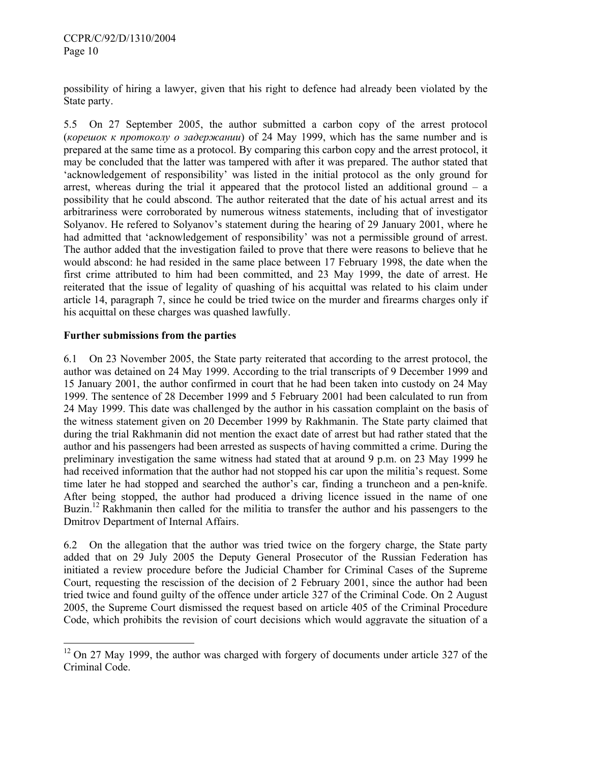possibility of hiring a lawyer, given that his right to defence had already been violated by the State party.

5.5 On 27 September 2005, the author submitted a carbon copy of the arrest protocol (*корешок к протоколу о задержании*) of 24 May 1999, which has the same number and is prepared at the same time as a protocol. By comparing this carbon copy and the arrest protocol, it may be concluded that the latter was tampered with after it was prepared. The author stated that 'acknowledgement of responsibility' was listed in the initial protocol as the only ground for arrest, whereas during the trial it appeared that the protocol listed an additional ground – a possibility that he could abscond. The author reiterated that the date of his actual arrest and its arbitrariness were corroborated by numerous witness statements, including that of investigator Solyanov. He refered to Solyanov's statement during the hearing of 29 January 2001, where he had admitted that 'acknowledgement of responsibility' was not a permissible ground of arrest. The author added that the investigation failed to prove that there were reasons to believe that he would abscond: he had resided in the same place between 17 February 1998, the date when the first crime attributed to him had been committed, and 23 May 1999, the date of arrest. He reiterated that the issue of legality of quashing of his acquittal was related to his claim under article 14, paragraph 7, since he could be tried twice on the murder and firearms charges only if his acquittal on these charges was quashed lawfully.

## Further submissions from the parties

6.1 On 23 November 2005, the State party reiterated that according to the arrest protocol, the author was detained on 24 May 1999. According to the trial transcripts of 9 December 1999 and 15 January 2001, the author confirmed in court that he had been taken into custody on 24 May 1999. The sentence of 28 December 1999 and 5 February 2001 had been calculated to run from 24 May 1999. This date was challenged by the author in his cassation complaint on the basis of the witness statement given on 20 December 1999 by Rakhmanin. The State party claimed that during the trial Rakhmanin did not mention the exact date of arrest but had rather stated that the author and his passengers had been arrested as suspects of having committed a crime. During the preliminary investigation the same witness had stated that at around 9 p.m. on 23 May 1999 he had received information that the author had not stopped his car upon the militia's request. Some time later he had stopped and searched the author's car, finding a truncheon and a pen-knife. After being stopped, the author had produced a driving licence issued in the name of one Buzin.[12] Rakhmanin then called for the militia to transfer the author and his passengers to the Dmitrov Department of Internal Affairs.

6.2 On the allegation that the author was tried twice on the forgery charge, the State party added that on 29 July 2005 the Deputy General Prosecutor of the Russian Federation has initiated a review procedure before the Judicial Chamber for Criminal Cases of the Supreme Court, requesting the rescission of the decision of 2 February 2001, since the author had been tried twice and found guilty of the offence under article 327 of the Criminal Code. On 2 August 2005, the Supreme Court dismissed the request based on article 405 of the Criminal Procedure Code, which prohibits the revision of court decisions which would aggravate the situation of a

[12] On 27 May 1999, the author was charged with forgery of documents under article 327 of the Criminal Code.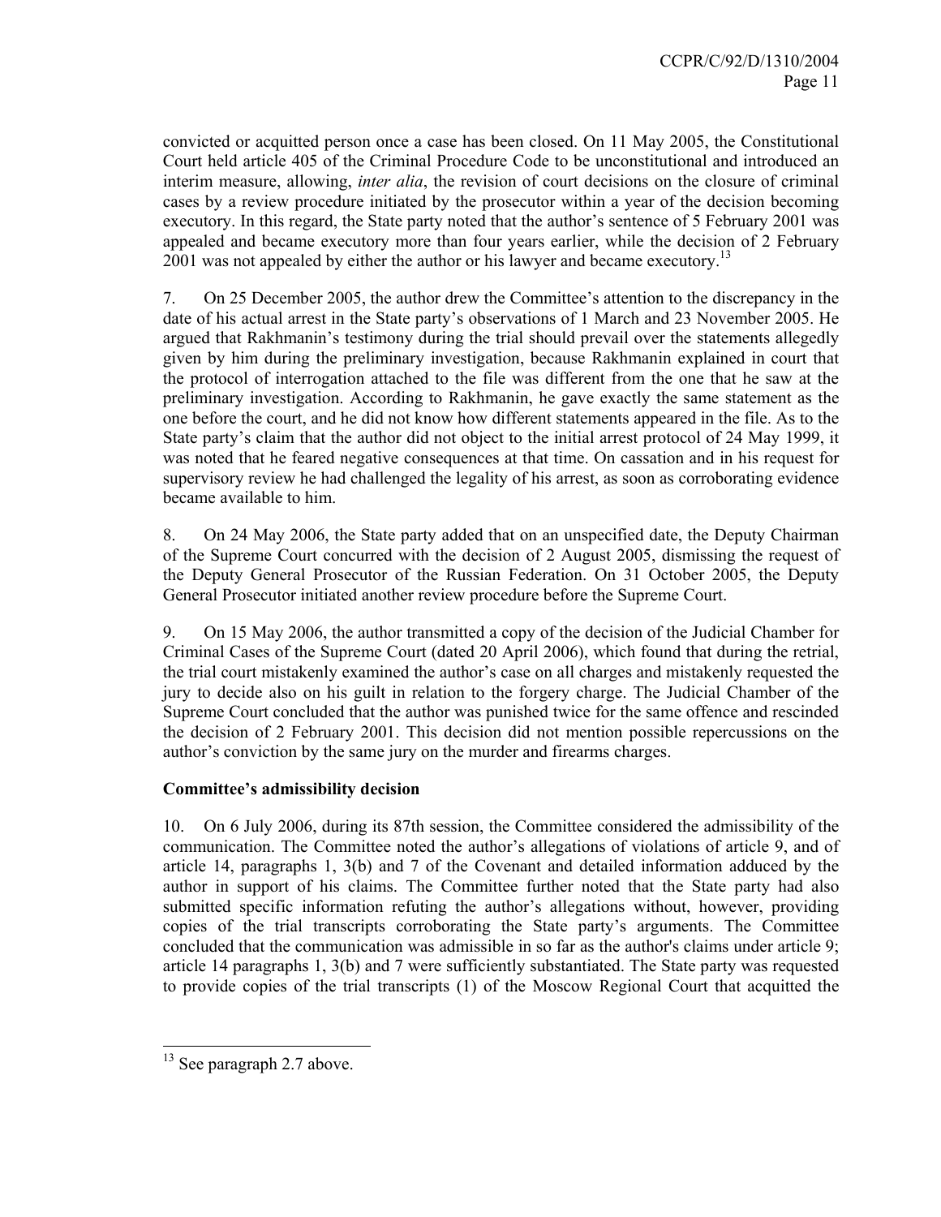convicted or acquitted person once a case has been closed. On 11 May 2005, the Constitutional Court held article 405 of the Criminal Procedure Code to be unconstitutional and introduced an interim measure, allowing, *inter alia*, the revision of court decisions on the closure of criminal cases by a review procedure initiated by the prosecutor within a year of the decision becoming executory. In this regard, the State party noted that the author's sentence of 5 February 2001 was appealed and became executory more than four years earlier, while the decision of 2 February 2001 was not appealed by either the author or his lawyer and became executory.[13]

7. On 25 December 2005, the author drew the Committee's attention to the discrepancy in the date of his actual arrest in the State party's observations of 1 March and 23 November 2005. He argued that Rakhmanin's testimony during the trial should prevail over the statements allegedly given by him during the preliminary investigation, because Rakhmanin explained in court that the protocol of interrogation attached to the file was different from the one that he saw at the preliminary investigation. According to Rakhmanin, he gave exactly the same statement as the one before the court, and he did not know how different statements appeared in the file. As to the State party's claim that the author did not object to the initial arrest protocol of 24 May 1999, it was noted that he feared negative consequences at that time. On cassation and in his request for supervisory review he had challenged the legality of his arrest, as soon as corroborating evidence became available to him.

8. On 24 May 2006, the State party added that on an unspecified date, the Deputy Chairman of the Supreme Court concurred with the decision of 2 August 2005, dismissing the request of the Deputy General Prosecutor of the Russian Federation. On 31 October 2005, the Deputy General Prosecutor initiated another review procedure before the Supreme Court.

9. On 15 May 2006, the author transmitted a copy of the decision of the Judicial Chamber for Criminal Cases of the Supreme Court (dated 20 April 2006), which found that during the retrial, the trial court mistakenly examined the author's case on all charges and mistakenly requested the jury to decide also on his guilt in relation to the forgery charge. The Judicial Chamber of the Supreme Court concluded that the author was punished twice for the same offence and rescinded the decision of 2 February 2001. This decision did not mention possible repercussions on the author's conviction by the same jury on the murder and firearms charges.

**Committee's admissibility decision**

10. On 6 July 2006, during its 87th session, the Committee considered the admissibility of the communication. The Committee noted the author's allegations of violations of article 9, and of article 14, paragraphs 1, 3(b) and 7 of the Covenant and detailed information adduced by the author in support of his claims. The Committee further noted that the State party had also submitted specific information refuting the author's allegations without, however, providing copies of the trial transcripts corroborating the State party's arguments. The Committee concluded that the communication was admissible in so far as the author's claims under article 9; article 14 paragraphs 1, 3(b) and 7 were sufficiently substantiated. The State party was requested to provide copies of the trial transcripts (1) of the Moscow Regional Court that acquitted the

[13] See paragraph 2.7 above.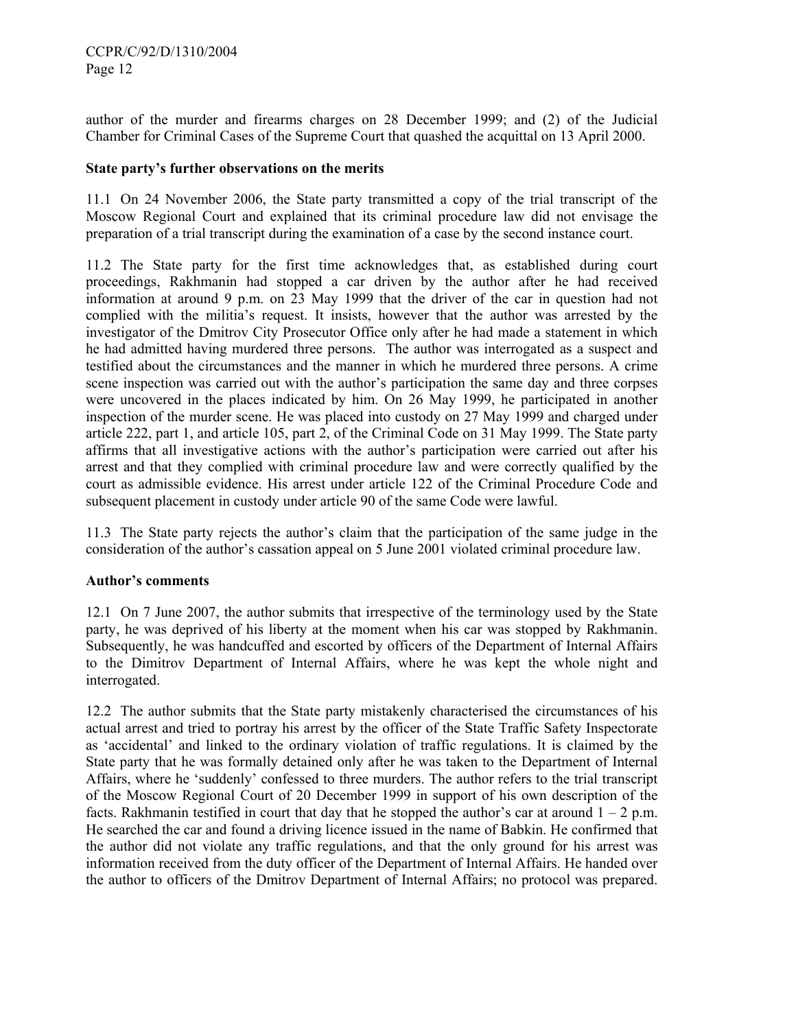author of the murder and firearms charges on 28 December 1999; and (2) of the Judicial Chamber for Criminal Cases of the Supreme Court that quashed the acquittal on 13 April 2000.

**State party's further observations on the merits**

11.1 On 24 November 2006, the State party transmitted a copy of the trial transcript of the Moscow Regional Court and explained that its criminal procedure law did not envisage the preparation of a trial transcript during the examination of a case by the second instance court.

11.2 The State party for the first time acknowledges that, as established during court proceedings, Rakhmanin had stopped a car driven by the author after he had received information at around 9 p.m. on 23 May 1999 that the driver of the car in question had not complied with the militia's request. It insists, however that the author was arrested by the investigator of the Dmitrov City Prosecutor Office only after he had made a statement in which he had admitted having murdered three persons. The author was interrogated as a suspect and testified about the circumstances and the manner in which he murdered three persons. A crime scene inspection was carried out with the author's participation the same day and three corpses were uncovered in the places indicated by him. On 26 May 1999, he participated in another inspection of the murder scene. He was placed into custody on 27 May 1999 and charged under article 222, part 1, and article 105, part 2, of the Criminal Code on 31 May 1999. The State party affirms that all investigative actions with the author's participation were carried out after his arrest and that they complied with criminal procedure law and were correctly qualified by the court as admissible evidence. His arrest under article 122 of the Criminal Procedure Code and subsequent placement in custody under article 90 of the same Code were lawful.

11.3 The State party rejects the author's claim that the participation of the same judge in the consideration of the author's cassation appeal on 5 June 2001 violated criminal procedure law.

**Author's comments**

12.1 On 7 June 2007, the author submits that irrespective of the terminology used by the State party, he was deprived of his liberty at the moment when his car was stopped by Rakhmanin. Subsequently, he was handcuffed and escorted by officers of the Department of Internal Affairs to the Dimitrov Department of Internal Affairs, where he was kept the whole night and interrogated.

12.2 The author submits that the State party mistakenly characterised the circumstances of his actual arrest and tried to portray his arrest by the officer of the State Traffic Safety Inspectorate as 'accidental' and linked to the ordinary violation of traffic regulations. It is claimed by the State party that he was formally detained only after he was taken to the Department of Internal Affairs, where he 'suddenly' confessed to three murders. The author refers to the trial transcript of the Moscow Regional Court of 20 December 1999 in support of his own description of the facts. Rakhmanin testified in court that day that he stopped the author's car at around 1 – 2 p.m. He searched the car and found a driving licence issued in the name of Babkin. He confirmed that the author did not violate any traffic regulations, and that the only ground for his arrest was information received from the duty officer of the Department of Internal Affairs. He handed over the author to officers of the Dmitrov Department of Internal Affairs; no protocol was prepared.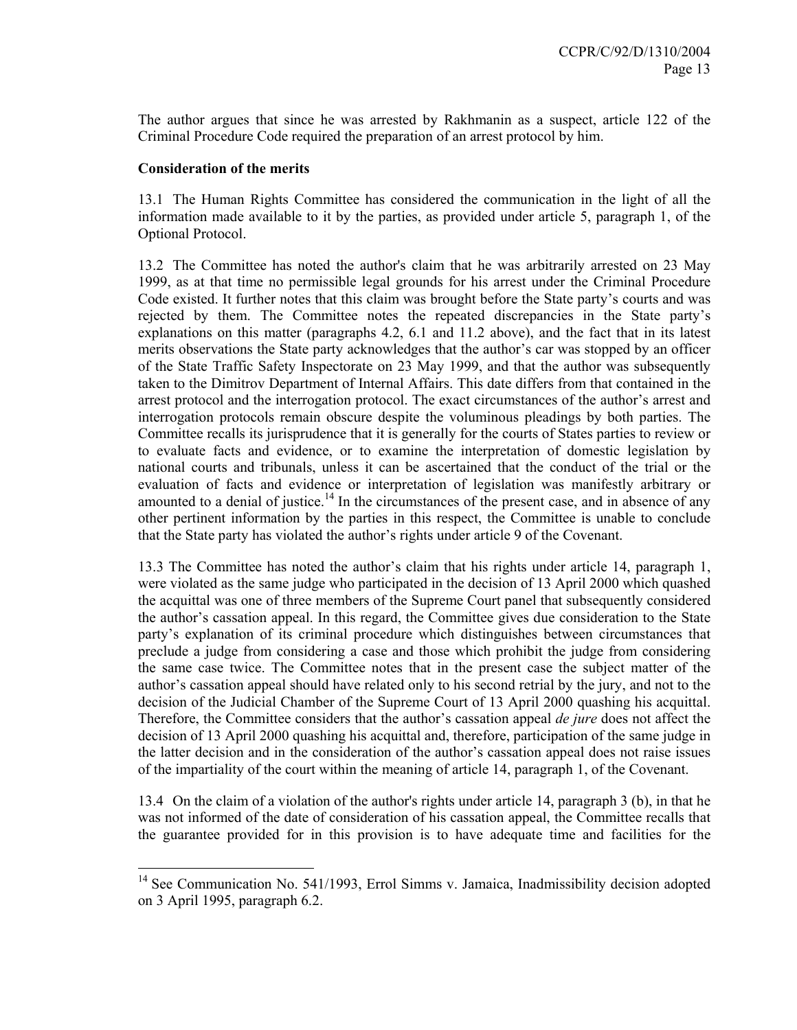The author argues that since he was arrested by Rakhmanin as a suspect, article 122 of the Criminal Procedure Code required the preparation of an arrest protocol by him.

### Consideration of the merits

13.1 The Human Rights Committee has considered the communication in the light of all the information made available to it by the parties, as provided under article 5, paragraph 1, of the Optional Protocol.

13.2 The Committee has noted the author's claim that he was arbitrarily arrested on 23 May 1999, as at that time no permissible legal grounds for his arrest under the Criminal Procedure Code existed. It further notes that this claim was brought before the State party's courts and was rejected by them. The Committee notes the repeated discrepancies in the State party's explanations on this matter (paragraphs 4.2, 6.1 and 11.2 above), and the fact that in its latest merits observations the State party acknowledges that the author's car was stopped by an officer of the State Traffic Safety Inspectorate on 23 May 1999, and that the author was subsequently taken to the Dimitrov Department of Internal Affairs. This date differs from that contained in the arrest protocol and the interrogation protocol. The exact circumstances of the author's arrest and interrogation protocols remain obscure despite the voluminous pleadings by both parties. The Committee recalls its jurisprudence that it is generally for the courts of States parties to review or to evaluate facts and evidence, or to examine the interpretation of domestic legislation by national courts and tribunals, unless it can be ascertained that the conduct of the trial or the evaluation of facts and evidence or interpretation of legislation was manifestly arbitrary or amounted to a denial of justice.[14] In the circumstances of the present case, and in absence of any other pertinent information by the parties in this respect, the Committee is unable to conclude that the State party has violated the author's rights under article 9 of the Covenant.

13.3 The Committee has noted the author's claim that his rights under article 14, paragraph 1, were violated as the same judge who participated in the decision of 13 April 2000 which quashed the acquittal was one of three members of the Supreme Court panel that subsequently considered the author's cassation appeal. In this regard, the Committee gives due consideration to the State party's explanation of its criminal procedure which distinguishes between circumstances that preclude a judge from considering a case and those which prohibit the judge from considering the same case twice. The Committee notes that in the present case the subject matter of the author's cassation appeal should have related only to his second retrial by the jury, and not to the decision of the Judicial Chamber of the Supreme Court of 13 April 2000 quashing his acquittal. Therefore, the Committee considers that the author's cassation appeal *de jure* does not affect the decision of 13 April 2000 quashing his acquittal and, therefore, participation of the same judge in the latter decision and in the consideration of the author's cassation appeal does not raise issues of the impartiality of the court within the meaning of article 14, paragraph 1, of the Covenant.

13.4 On the claim of a violation of the author's rights under article 14, paragraph 3 (b), in that he was not informed of the date of consideration of his cassation appeal, the Committee recalls that the guarantee provided for in this provision is to have adequate time and facilities for the

---

[14] See Communication No. 541/1993, Errol Simms v. Jamaica, Inadmissibility decision adopted on 3 April 1995, paragraph 6.2.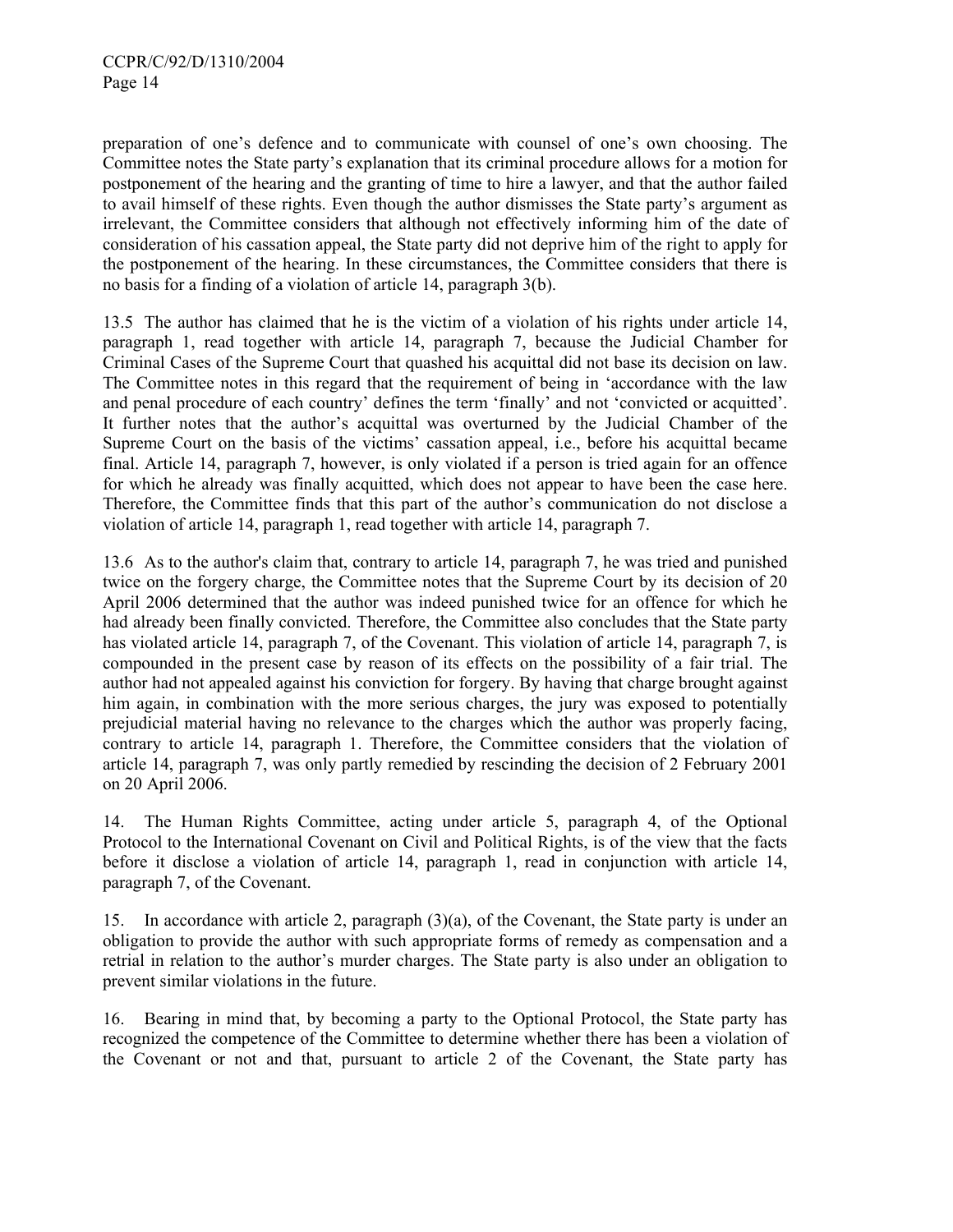preparation of one's defence and to communicate with counsel of one's own choosing. The Committee notes the State party's explanation that its criminal procedure allows for a motion for postponement of the hearing and the granting of time to hire a lawyer, and that the author failed to avail himself of these rights. Even though the author dismisses the State party's argument as irrelevant, the Committee considers that although not effectively informing him of the date of consideration of his cassation appeal, the State party did not deprive him of the right to apply for the postponement of the hearing. In these circumstances, the Committee considers that there is no basis for a finding of a violation of article 14, paragraph 3(b).

13.5 The author has claimed that he is the victim of a violation of his rights under article 14, paragraph 1, read together with article 14, paragraph 7, because the Judicial Chamber for Criminal Cases of the Supreme Court that quashed his acquittal did not base its decision on law. The Committee notes in this regard that the requirement of being in 'accordance with the law and penal procedure of each country' defines the term 'finally' and not 'convicted or acquitted'. It further notes that the author's acquittal was overturned by the Judicial Chamber of the Supreme Court on the basis of the victims' cassation appeal, i.e., before his acquittal became final. Article 14, paragraph 7, however, is only violated if a person is tried again for an offence for which he already was finally acquitted, which does not appear to have been the case here. Therefore, the Committee finds that this part of the author's communication do not disclose a violation of article 14, paragraph 1, read together with article 14, paragraph 7.

13.6 As to the author's claim that, contrary to article 14, paragraph 7, he was tried and punished twice on the forgery charge, the Committee notes that the Supreme Court by its decision of 20 April 2006 determined that the author was indeed punished twice for an offence for which he had already been finally convicted. Therefore, the Committee also concludes that the State party has violated article 14, paragraph 7, of the Covenant. This violation of article 14, paragraph 7, is compounded in the present case by reason of its effects on the possibility of a fair trial. The author had not appealed against his conviction for forgery. By having that charge brought against him again, in combination with the more serious charges, the jury was exposed to potentially prejudicial material having no relevance to the charges which the author was properly facing, contrary to article 14, paragraph 1. Therefore, the Committee considers that the violation of article 14, paragraph 7, was only partly remedied by rescinding the decision of 2 February 2001 on 20 April 2006.

14. The Human Rights Committee, acting under article 5, paragraph 4, of the Optional Protocol to the International Covenant on Civil and Political Rights, is of the view that the facts before it disclose a violation of article 14, paragraph 1, read in conjunction with article 14, paragraph 7, of the Covenant.

15. In accordance with article 2, paragraph (3)(a), of the Covenant, the State party is under an obligation to provide the author with such appropriate forms of remedy as compensation and a retrial in relation to the author's murder charges. The State party is also under an obligation to prevent similar violations in the future.

16. Bearing in mind that, by becoming a party to the Optional Protocol, the State party has recognized the competence of the Committee to determine whether there has been a violation of the Covenant or not and that, pursuant to article 2 of the Covenant, the State party has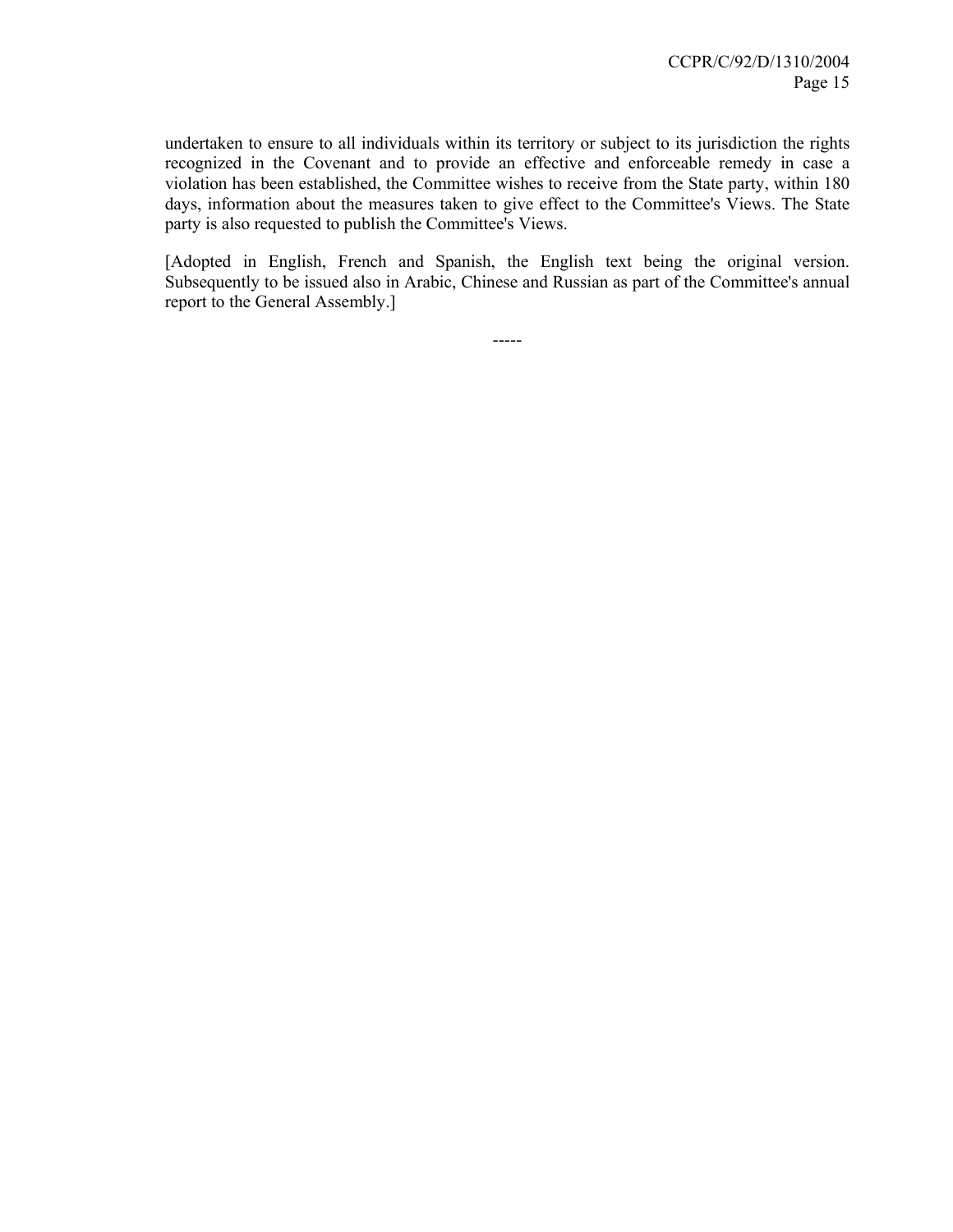undertaken to ensure to all individuals within its territory or subject to its jurisdiction the rights recognized in the Covenant and to provide an effective and enforceable remedy in case a violation has been established, the Committee wishes to receive from the State party, within 180 days, information about the measures taken to give effect to the Committee's Views. The State party is also requested to publish the Committee's Views.

[Adopted in English, French and Spanish, the English text being the original version. Subsequently to be issued also in Arabic, Chinese and Russian as part of the Committee's annual report to the General Assembly.]

-----